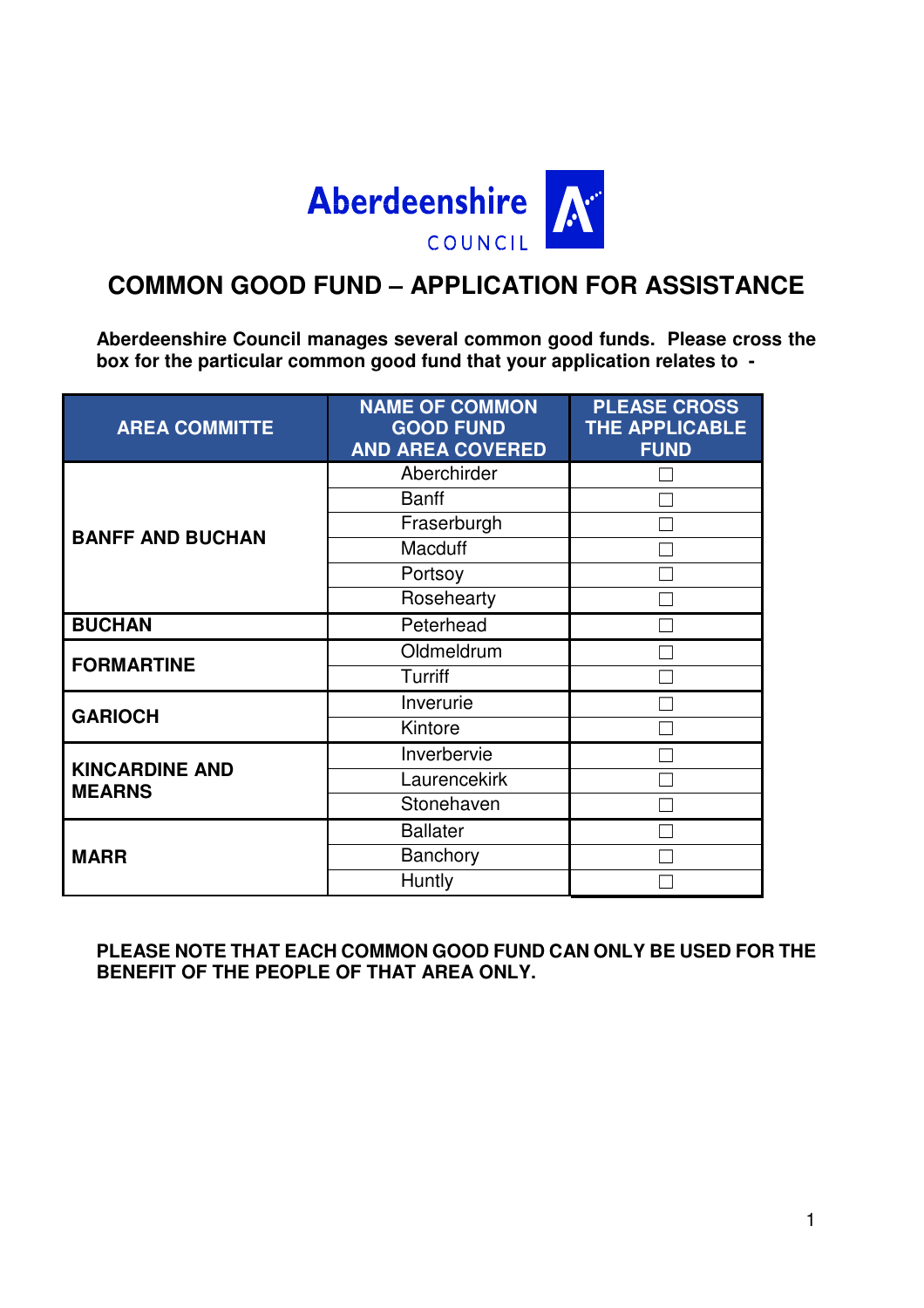Aberdeenshire COUNCIL

# COMMON GOOD FUND – APPLICATION FOR ASSISTANCE

**Aberdeenshire Council manages several common good funds. Please cross the box for the particular common good fund that your application relates to -**

| AREA COMMITTE | NAME OF COMMON GOOD FUND AND AREA COVERED | PLEASE CROSS THE APPLICABLE FUND |
|---|---|---|
| **BANFF AND BUCHAN** | Aberchirder | ☐ |
| | Banff | ☐ |
| | Fraserburgh | ☐ |
| | Macduff | ☐ |
| | Portsoy | ☐ |
| | Rosehearty | ☐ |
| **BUCHAN** | Peterhead | ☐ |
| **FORMARTINE** | Oldmeldrum | ☐ |
| | Turriff | ☐ |
| **GARIOCH** | Inverurie | ☐ |
| | Kintore | ☐ |
| **KINCARDINE AND MEARNS** | Inverbervie | ☐ |
| | Laurencekirk | ☐ |
| | Stonehaven | ☐ |
| **MARR** | Ballater | ☐ |
| | Banchory | ☐ |
| | Huntly | ☐ |

**PLEASE NOTE THAT EACH COMMON GOOD FUND CAN ONLY BE USED FOR THE BENEFIT OF THE PEOPLE OF THAT AREA ONLY.**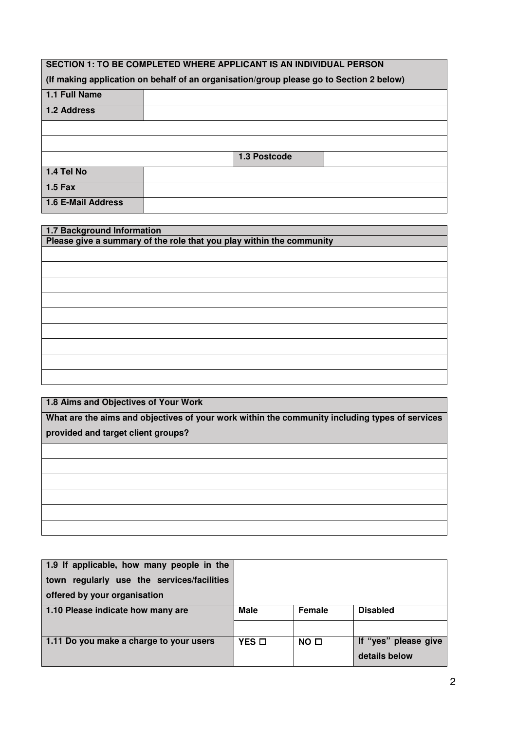| **SECTION 1: TO BE COMPLETED WHERE APPLICANT IS AN INDIVIDUAL PERSON** | | | |
|---|---|---|---|
| **(If making application on behalf of an organisation/group please go to Section 2 below)** | | | |
| **1.1 Full Name** | | | |
| **1.2 Address** | | | |
| | | | |
| | | | |
| | | **1.3 Postcode** | |
| **1.4 Tel No** | | | |
| **1.5 Fax** | | | |
| **1.6 E-Mail Address** | | | |

| **1.7 Background Information** |
|---|
| **Please give a summary of the role that you play within the community** |
| |
| |
| |
| |
| |
| |
| |
| |
| |

| **1.8 Aims and Objectives of Your Work** |
|---|
| **What are the aims and objectives of your work within the community including types of services provided and target client groups?** |
| |
| |
| |
| |
| |
| |

| **1.9 If applicable, how many people in the town regularly use the services/facilities offered by your organisation** | | | |
|---|---|---|---|
| **1.10 Please indicate how many are** | **Male** | **Female** | **Disabled** |
| | | | |
| **1.11 Do you make a charge to your users** | **YES ☐** | **NO ☐** | **If "yes" please give details below** |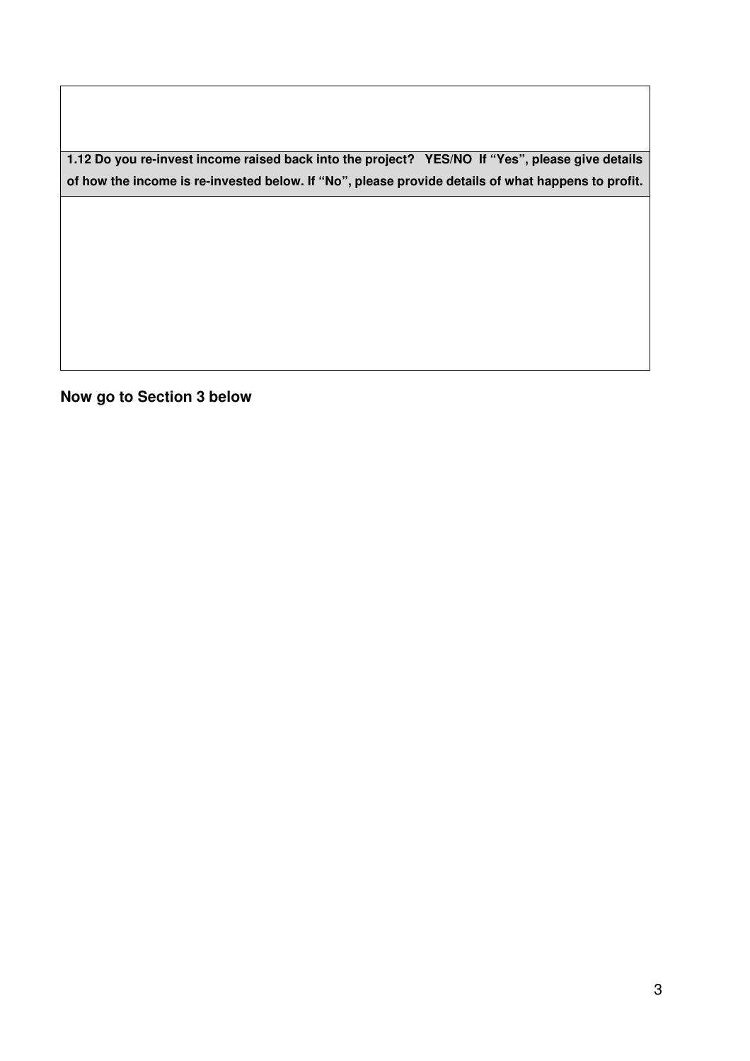| |
|---|
| |
| **1.12 Do you re-invest income raised back into the project? YES/NO If "Yes", please give details of how the income is re-invested below. If "No", please provide details of what happens to profit.** |
| |

**Now go to Section 3 below**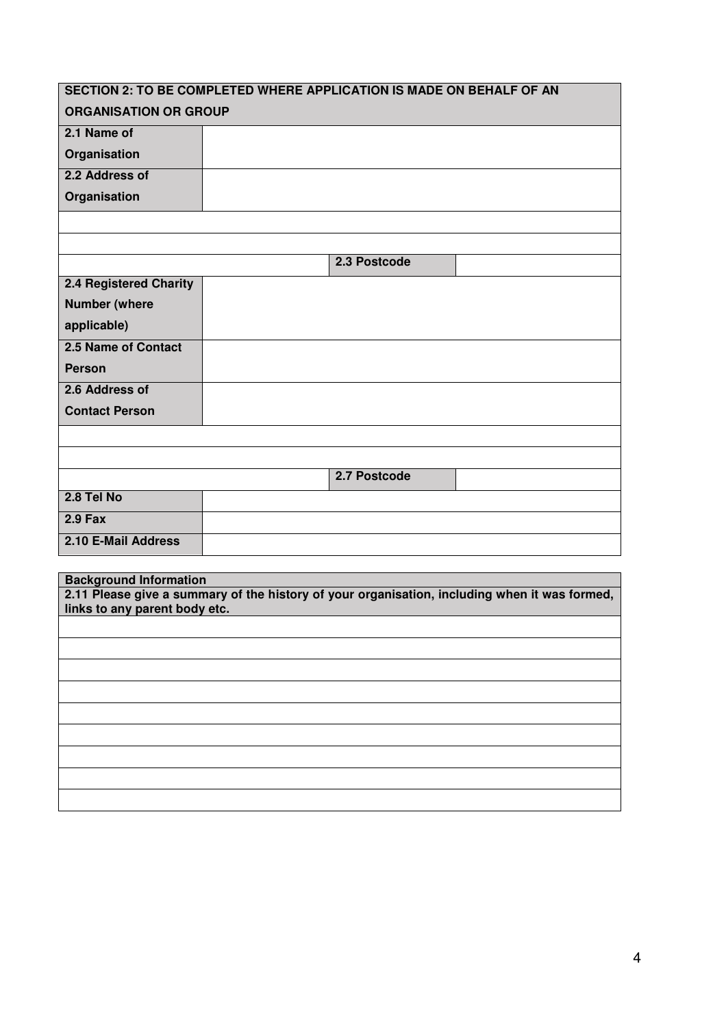| SECTION 2: TO BE COMPLETED WHERE APPLICATION IS MADE ON BEHALF OF AN ORGANISATION OR GROUP | | | |
|---|---|---|---|
| **2.1 Name of Organisation** | | | |
| **2.2 Address of Organisation** | | | |
| | | | |
| | | | |
| | | **2.3 Postcode** | |
| **2.4 Registered Charity Number (where applicable)** | | | |
| **2.5 Name of Contact Person** | | | |
| **2.6 Address of Contact Person** | | | |
| | | | |
| | | | |
| | | **2.7 Postcode** | |
| **2.8 Tel No** | | | |
| **2.9 Fax** | | | |
| **2.10 E-Mail Address** | | | |

| **Background Information**<br>**2.11 Please give a summary of the history of your organisation, including when it was formed, links to any parent body etc.** |
|---|
| |
| |
| |
| |
| |
| |
| |
| |
| |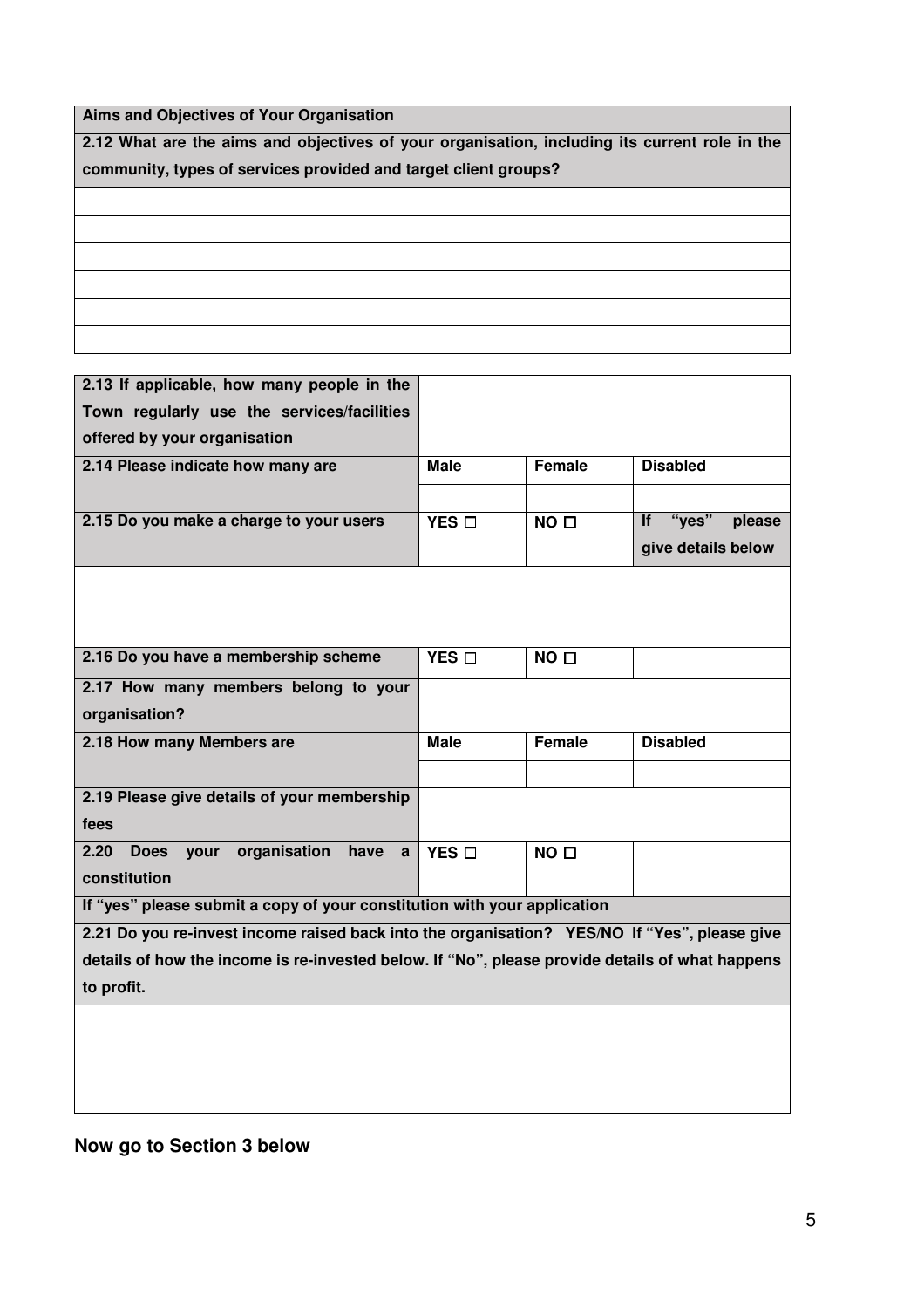| Aims and Objectives of Your Organisation |
| --- |
| **2.12 What are the aims and objectives of your organisation, including its current role in the community, types of services provided and target client groups?** |
| |
| |
| |
| |
| |
| |

| | | | |
| --- | --- | --- | --- |
| **2.13 If applicable, how many people in the Town regularly use the services/facilities offered by your organisation** | | | |
| **2.14 Please indicate how many are** | **Male** | **Female** | **Disabled** |
| | | | |
| **2.15 Do you make a charge to your users** | **YES ☐** | **NO ☐** | **If "yes" please give details below** |
| | | | |
| **2.16 Do you have a membership scheme** | **YES ☐** | **NO ☐** | |
| **2.17 How many members belong to your organisation?** | | | |
| **2.18 How many Members are** | **Male** | **Female** | **Disabled** |
| | | | |
| **2.19 Please give details of your membership fees** | | | |
| **2.20 Does your organisation have a constitution** | **YES ☐** | **NO ☐** | |
| **If "yes" please submit a copy of your constitution with your application** | | | |
| **2.21 Do you re-invest income raised back into the organisation? YES/NO If "Yes", please give details of how the income is re-invested below. If "No", please provide details of what happens to profit.** | | | |
| | | | |

**Now go to Section 3 below**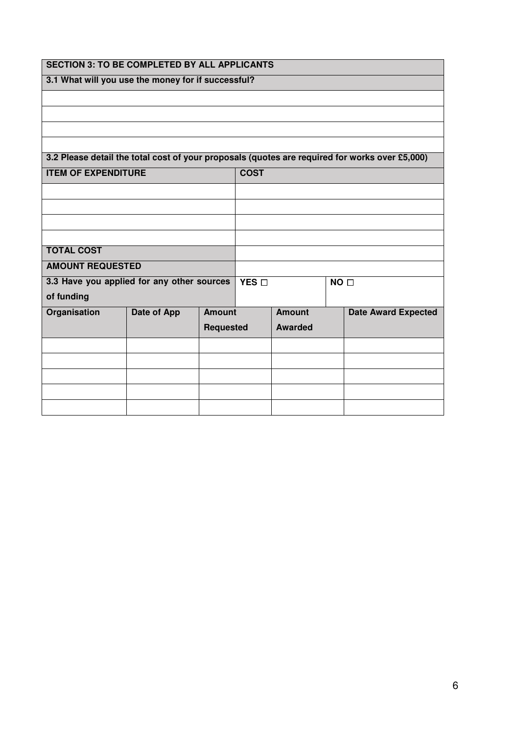## SECTION 3: TO BE COMPLETED BY ALL APPLICANTS

**3.1 What will you use the money for if successful?**

| |
|---|
| |
| |
| |
| |

**3.2 Please detail the total cost of your proposals (quotes are required for works over £5,000)**

| ITEM OF EXPENDITURE | COST |
|---|---|
| | |
| | |
| | |
| | |
| **TOTAL COST** | |
| **AMOUNT REQUESTED** | |

| **3.3 Have you applied for any other sources of funding** | **YES ☐** | **NO ☐** |
|---|---|---|

| Organisation | Date of App | Amount Requested | Amount Awarded | Date Award Expected |
|---|---|---|---|---|
| | | | | |
| | | | | |
| | | | | |
| | | | | |
| | | | | |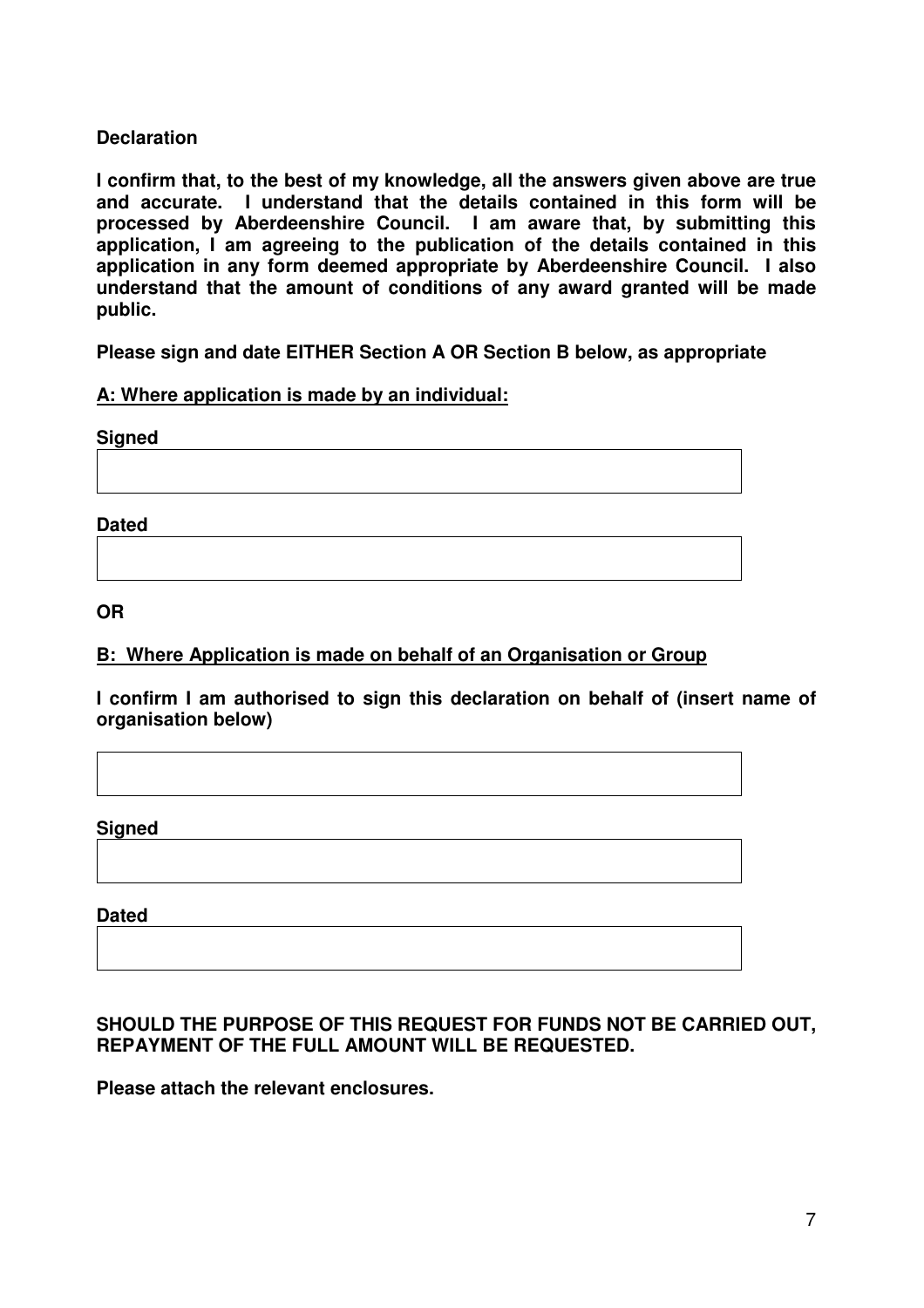**Declaration**

**I confirm that, to the best of my knowledge, all the answers given above are true and accurate. I understand that the details contained in this form will be processed by Aberdeenshire Council. I am aware that, by submitting this application, I am agreeing to the publication of the details contained in this application in any form deemed appropriate by Aberdeenshire Council. I also understand that the amount of conditions of any award granted will be made public.**

**Please sign and date EITHER Section A OR Section B below, as appropriate**

**A: Where application is made by an individual:**

**Signed**

**Dated**

**OR**

**B: Where Application is made on behalf of an Organisation or Group**

**I confirm I am authorised to sign this declaration on behalf of (insert name of organisation below)**

**Signed**

**Dated**

**SHOULD THE PURPOSE OF THIS REQUEST FOR FUNDS NOT BE CARRIED OUT, REPAYMENT OF THE FULL AMOUNT WILL BE REQUESTED.**

**Please attach the relevant enclosures.**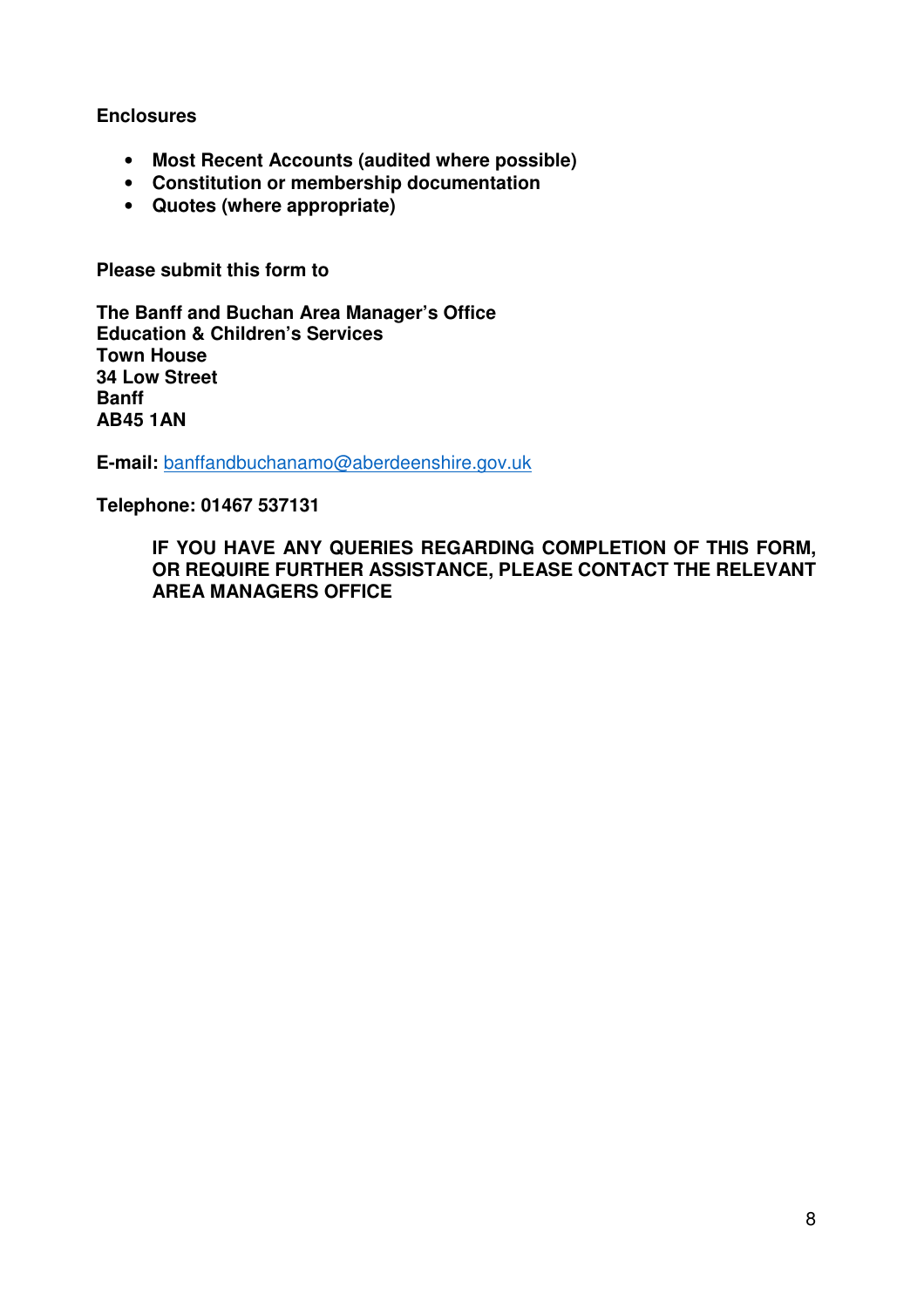**Enclosures**

- **Most Recent Accounts (audited where possible)**
- **Constitution or membership documentation**
- **Quotes (where appropriate)**

**Please submit this form to**

**The Banff and Buchan Area Manager's Office**
**Education & Children's Services**
**Town House**
**34 Low Street**
**Banff**
**AB45 1AN**

**E-mail:** banffandbuchanamo@aberdeenshire.gov.uk

**Telephone: 01467 537131**

**IF YOU HAVE ANY QUERIES REGARDING COMPLETION OF THIS FORM, OR REQUIRE FURTHER ASSISTANCE, PLEASE CONTACT THE RELEVANT AREA MANAGERS OFFICE**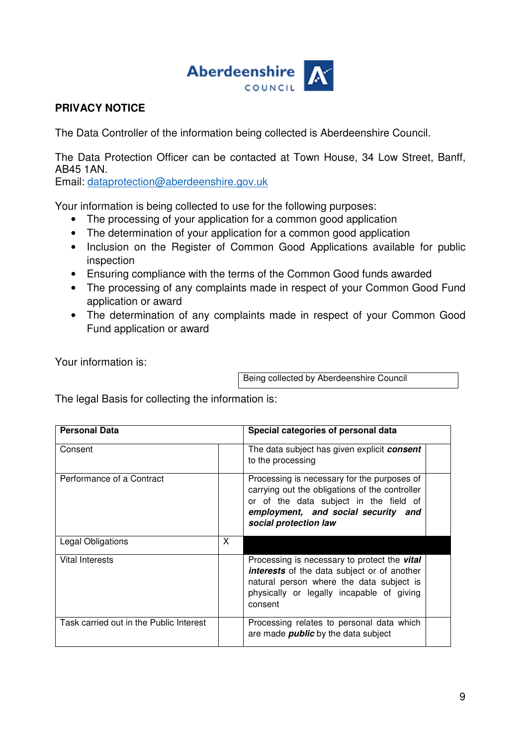**Aberdeenshire COUNCIL**

**PRIVACY NOTICE**

The Data Controller of the information being collected is Aberdeenshire Council.

The Data Protection Officer can be contacted at Town House, 34 Low Street, Banff, AB45 1AN.
Email: dataprotection@aberdeenshire.gov.uk

Your information is being collected to use for the following purposes:

- The processing of your application for a common good application
- The determination of your application for a common good application
- Inclusion on the Register of Common Good Applications available for public inspection
- Ensuring compliance with the terms of the Common Good funds awarded
- The processing of any complaints made in respect of your Common Good Fund application or award
- The determination of any complaints made in respect of your Common Good Fund application or award

Your information is:

| Being collected by Aberdeenshire Council |
|---|

The legal Basis for collecting the information is:

| Personal Data | | Special categories of personal data | |
|---|---|---|---|
| Consent | | The data subject has given explicit ***consent*** to the processing | |
| Performance of a Contract | | Processing is necessary for the purposes of carrying out the obligations of the controller or of the data subject in the field of ***employment, and social security and social protection law*** | |
| Legal Obligations | X | | |
| Vital Interests | | Processing is necessary to protect the ***vital interests*** of the data subject or of another natural person where the data subject is physically or legally incapable of giving consent | |
| Task carried out in the Public Interest | | Processing relates to personal data which are made ***public*** by the data subject | |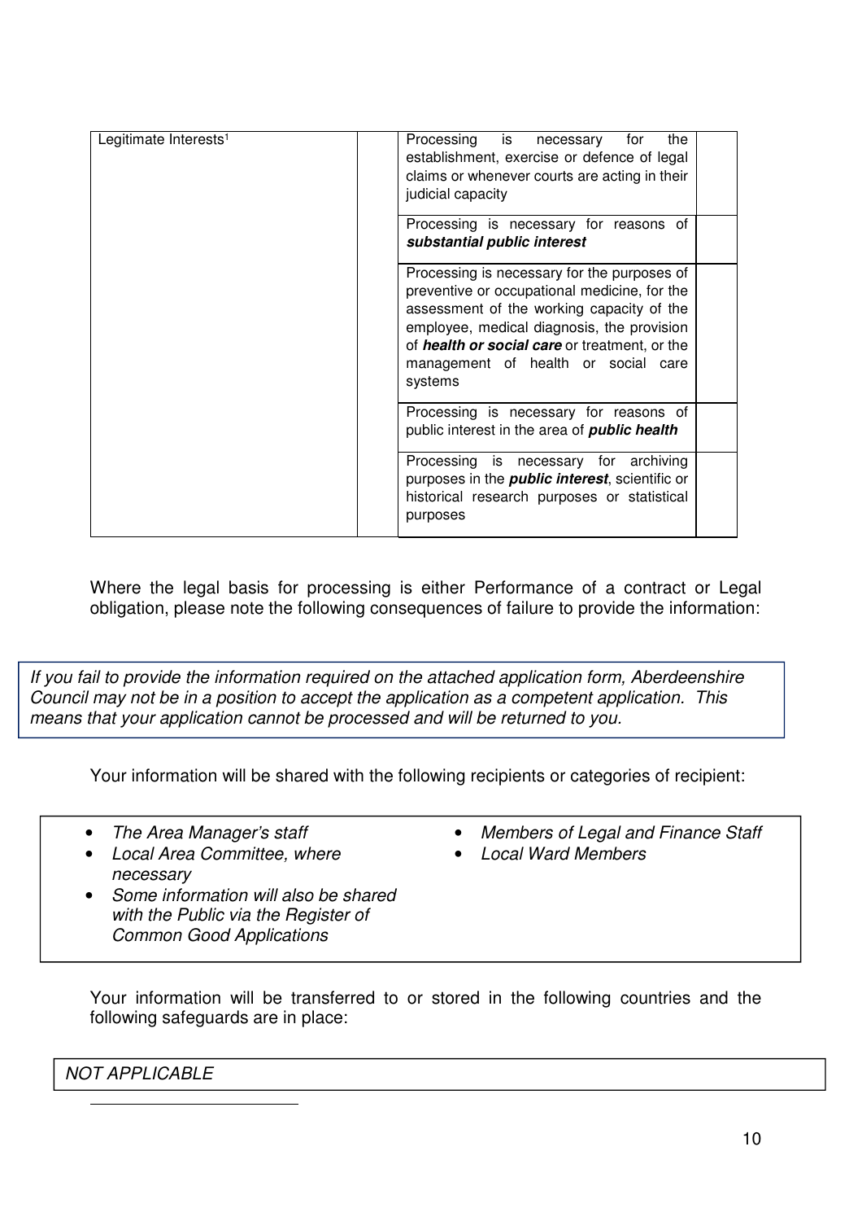| Legitimate Interests[1] | | Processing is necessary for the establishment, exercise or defence of legal claims or whenever courts are acting in their judicial capacity | |
|---|---|---|---|
| | | Processing is necessary for reasons of ***substantial public interest*** | |
| | | Processing is necessary for the purposes of preventive or occupational medicine, for the assessment of the working capacity of the employee, medical diagnosis, the provision of ***health or social care*** or treatment, or the management of health or social care systems | |
| | | Processing is necessary for reasons of public interest in the area of ***public health*** | |
| | | Processing is necessary for archiving purposes in the ***public interest***, scientific or historical research purposes or statistical purposes | |

Where the legal basis for processing is either Performance of a contract or Legal obligation, please note the following consequences of failure to provide the information:

*If you fail to provide the information required on the attached application form, Aberdeenshire Council may not be in a position to accept the application as a competent application. This means that your application cannot be processed and will be returned to you.*

Your information will be shared with the following recipients or categories of recipient:

- *The Area Manager's staff*
- *Local Area Committee, where necessary*
- *Some information will also be shared with the Public via the Register of Common Good Applications*
- *Members of Legal and Finance Staff*
- *Local Ward Members*

Your information will be transferred to or stored in the following countries and the following safeguards are in place:

*NOT APPLICABLE*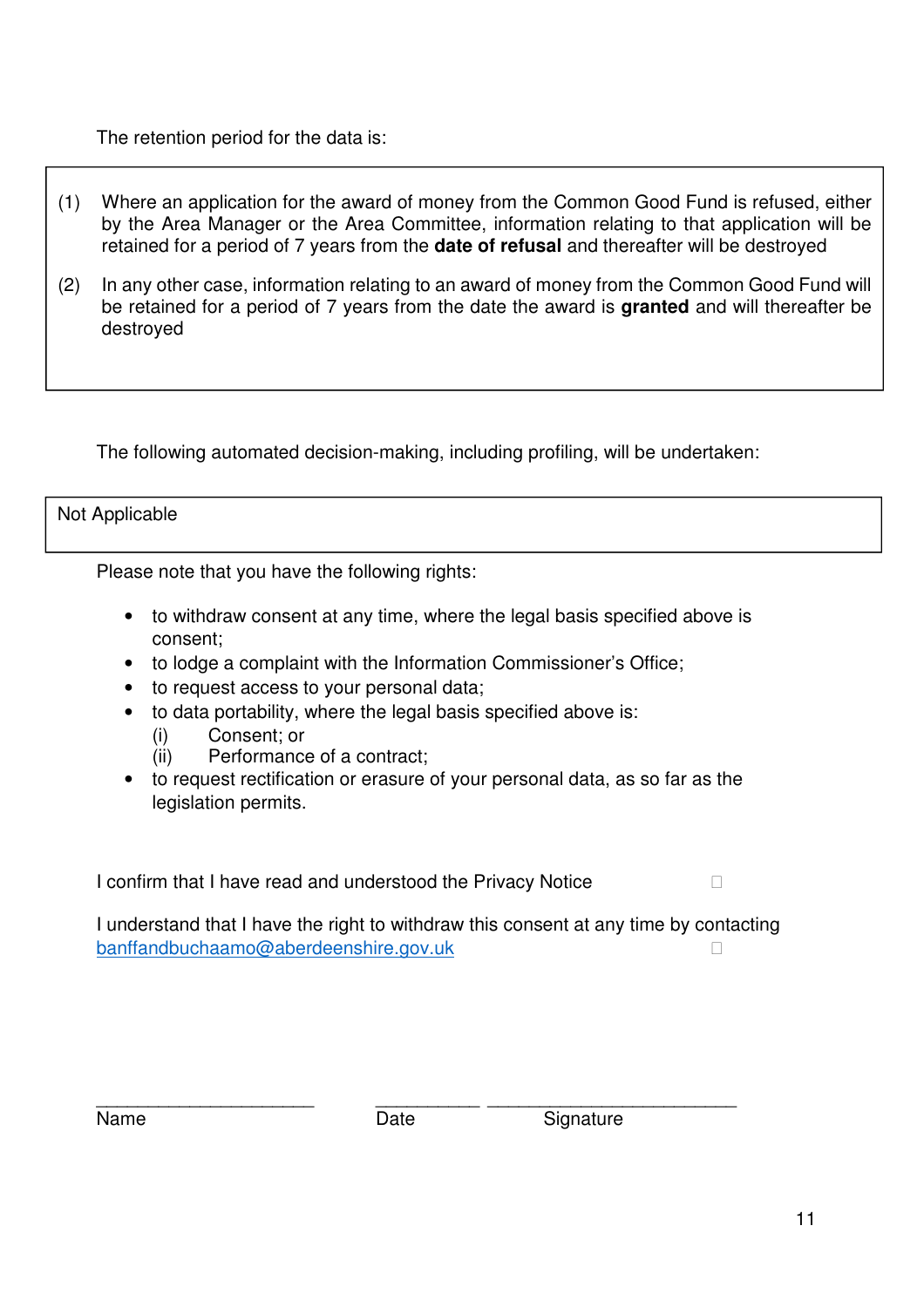The retention period for the data is:

| | |
|---|---|
| (1) | Where an application for the award of money from the Common Good Fund is refused, either by the Area Manager or the Area Committee, information relating to that application will be retained for a period of 7 years from the **date of refusal** and thereafter will be destroyed |
| (2) | In any other case, information relating to an award of money from the Common Good Fund will be retained for a period of 7 years from the date the award is **granted** and will thereafter be destroyed |

The following automated decision-making, including profiling, will be undertaken:

| |
|---|
| Not Applicable |

Please note that you have the following rights:

- to withdraw consent at any time, where the legal basis specified above is consent;
- to lodge a complaint with the Information Commissioner's Office;
- to request access to your personal data;
- to data portability, where the legal basis specified above is:
  (i) Consent; or
  (ii) Performance of a contract;
- to request rectification or erasure of your personal data, as so far as the legislation permits.

I confirm that I have read and understood the Privacy Notice ☐

I understand that I have the right to withdraw this consent at any time by contacting banffandbuchaamo@aberdeenshire.gov.uk ☐

\_\_\_\_\_\_\_\_\_\_\_\_\_\_\_\_\_\_\_\_\_\_ \_\_\_\_\_\_\_\_\_\_\_ \_\_\_\_\_\_\_\_\_\_\_\_\_\_\_\_\_\_\_\_\_\_\_\_\_\_

Name Date Signature